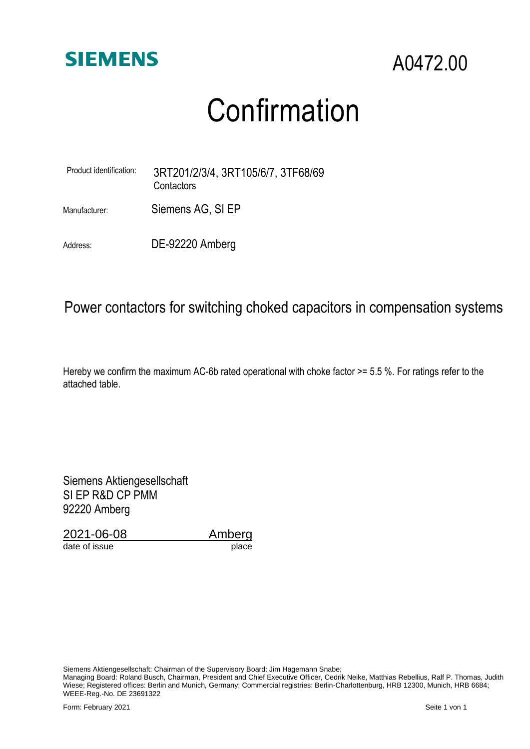SIEMENS

A0472.00

# Confirmation

| | |
|---|---|
| Product identification: | 3RT201/2/3/4, 3RT105/6/7, 3TF68/69<br>Contactors |
| Manufacturer: | Siemens AG, SI EP |
| Address: | DE-92220 Amberg |

## Power contactors for switching choked capacitors in compensation systems

Hereby we confirm the maximum AC-6b rated operational with choke factor >= 5.5 %. For ratings refer to the attached table.

Siemens Aktiengesellschaft  
SI EP R&D CP PMM  
92220 Amberg

| 2021-06-08 | Amberg |
|---|---|
| date of issue | place |

Siemens Aktiengesellschaft: Chairman of the Supervisory Board: Jim Hagemann Snabe;  
Managing Board: Roland Busch, Chairman, President and Chief Executive Officer, Cedrik Neike, Matthias Rebellius, Ralf P. Thomas, Judith Wiese; Registered offices: Berlin and Munich, Germany; Commercial registries: Berlin-Charlottenburg, HRB 12300, Munich, HRB 6684; WEEE-Reg.-No. DE 23691322

Form: February 2021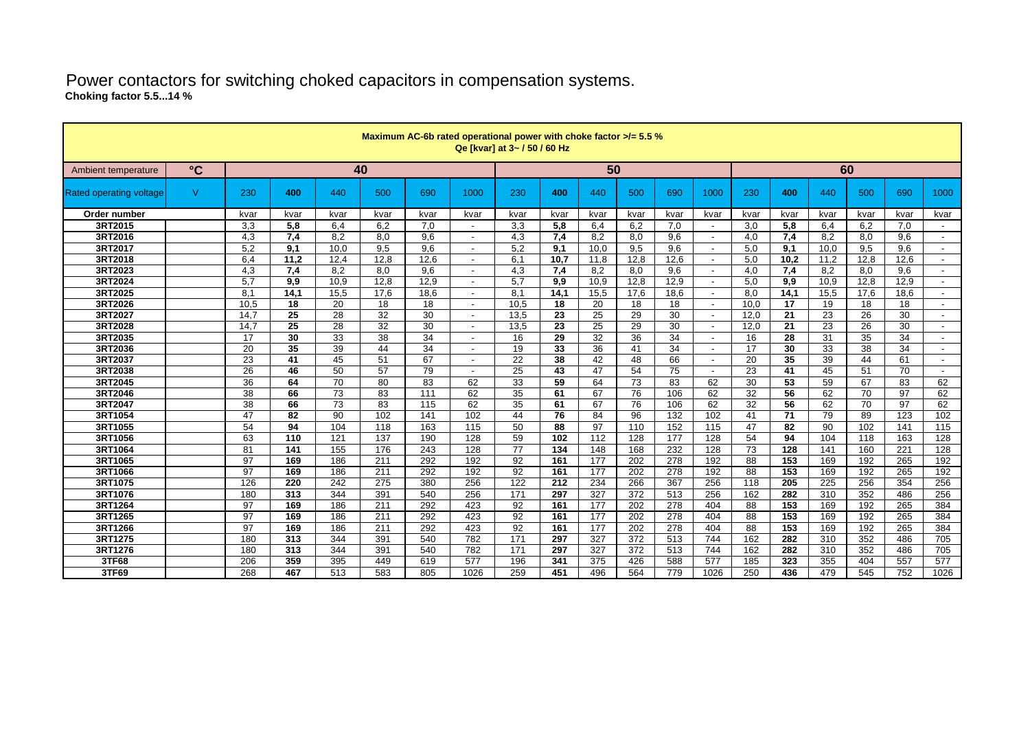# Power contactors for switching choked capacitors in compensation systems.

**Choking factor 5.5...14 %**

| Maximum AC-6b rated operational power with choke factor >/= 5.5 % Qe [kvar] at 3~ / 50 / 60 Hz | | | | | | | | | | | | | | | | | | | |
|---|---|---|---|---|---|---|---|---|---|---|---|---|---|---|---|---|---|---|---|
| Ambient temperature | °C | 40 | | | | | | 50 | | | | | | 60 | | | | | |
| Rated operating voltage | V | 230 | **400** | 440 | 500 | 690 | 1000 | 230 | **400** | 440 | 500 | 690 | 1000 | 230 | **400** | 440 | 500 | 690 | 1000 |
| **Order number** | | kvar | kvar | kvar | kvar | kvar | kvar | kvar | kvar | kvar | kvar | kvar | kvar | kvar | kvar | kvar | kvar | kvar | kvar |
| **3RT2015** | | 3,3 | **5,8** | 6,4 | 6,2 | 7,0 | - | 3,3 | **5,8** | 6,4 | 6,2 | 7,0 | - | 3,0 | **5,8** | 6,4 | 6,2 | 7,0 | - |
| **3RT2016** | | 4,3 | **7,4** | 8,2 | 8,0 | 9,6 | - | 4,3 | **7,4** | 8,2 | 8,0 | 9,6 | - | 4,0 | **7,4** | 8,2 | 8,0 | 9,6 | - |
| **3RT2017** | | 5,2 | **9,1** | 10,0 | 9,5 | 9,6 | - | 5,2 | **9,1** | 10,0 | 9,5 | 9,6 | - | 5,0 | **9,1** | 10,0 | 9,5 | 9,6 | - |
| **3RT2018** | | 6,4 | **11,2** | 12,4 | 12,8 | 12,6 | - | 6,1 | **10,7** | 11,8 | 12,8 | 12,6 | - | 5,0 | **10,2** | 11,2 | 12,8 | 12,6 | - |
| **3RT2023** | | 4,3 | **7,4** | 8,2 | 8,0 | 9,6 | - | 4,3 | **7,4** | 8,2 | 8,0 | 9,6 | - | 4,0 | **7,4** | 8,2 | 8,0 | 9,6 | - |
| **3RT2024** | | 5,7 | **9,9** | 10,9 | 12,8 | 12,9 | - | 5,7 | **9,9** | 10,9 | 12,8 | 12,9 | - | 5,0 | **9,9** | 10,9 | 12,8 | 12,9 | - |
| **3RT2025** | | 8,1 | **14,1** | 15,5 | 17,6 | 18,6 | - | 8,1 | **14,1** | 15,5 | 17,6 | 18,6 | - | 8,0 | **14,1** | 15,5 | 17,6 | 18,6 | - |
| **3RT2026** | | 10,5 | **18** | 20 | 18 | 18 | - | 10,5 | **18** | 20 | 18 | 18 | - | 10,0 | **17** | 19 | 18 | 18 | - |
| **3RT2027** | | 14,7 | **25** | 28 | 32 | 30 | - | 13,5 | **23** | 25 | 29 | 30 | - | 12,0 | **21** | 23 | 26 | 30 | - |
| **3RT2028** | | 14,7 | **25** | 28 | 32 | 30 | - | 13,5 | **23** | 25 | 29 | 30 | - | 12,0 | **21** | 23 | 26 | 30 | - |
| **3RT2035** | | 17 | **30** | 33 | 38 | 34 | - | 16 | **29** | 32 | 36 | 34 | - | 16 | **28** | 31 | 35 | 34 | - |
| **3RT2036** | | 20 | **35** | 39 | 44 | 34 | - | 19 | **33** | 36 | 41 | 34 | - | 17 | **30** | 33 | 38 | 34 | - |
| **3RT2037** | | 23 | **41** | 45 | 51 | 67 | - | 22 | **38** | 42 | 48 | 66 | - | 20 | **35** | 39 | 44 | 61 | - |
| **3RT2038** | | 26 | **46** | 50 | 57 | 79 | - | 25 | **43** | 47 | 54 | 75 | - | 23 | **41** | 45 | 51 | 70 | - |
| **3RT2045** | | 36 | **64** | 70 | 80 | 83 | 62 | 33 | **59** | 64 | 73 | 83 | 62 | 30 | **53** | 59 | 67 | 83 | 62 |
| **3RT2046** | | 38 | **66** | 73 | 83 | 111 | 62 | 35 | **61** | 67 | 76 | 106 | 62 | 32 | **56** | 62 | 70 | 97 | 62 |
| **3RT2047** | | 38 | **66** | 73 | 83 | 115 | 62 | 35 | **61** | 67 | 76 | 106 | 62 | 32 | **56** | 62 | 70 | 97 | 62 |
| **3RT1054** | | 47 | **82** | 90 | 102 | 141 | 102 | 44 | **76** | 84 | 96 | 132 | 102 | 41 | **71** | 79 | 89 | 123 | 102 |
| **3RT1055** | | 54 | **94** | 104 | 118 | 163 | 115 | 50 | **88** | 97 | 110 | 152 | 115 | 47 | **82** | 90 | 102 | 141 | 115 |
| **3RT1056** | | 63 | **110** | 121 | 137 | 190 | 128 | 59 | **102** | 112 | 128 | 177 | 128 | 54 | **94** | 104 | 118 | 163 | 128 |
| **3RT1064** | | 81 | **141** | 155 | 176 | 243 | 128 | 77 | **134** | 148 | 168 | 232 | 128 | 73 | **128** | 141 | 160 | 221 | 128 |
| **3RT1065** | | 97 | **169** | 186 | 211 | 292 | 192 | 92 | **161** | 177 | 202 | 278 | 192 | 88 | **153** | 169 | 192 | 265 | 192 |
| **3RT1066** | | 97 | **169** | 186 | 211 | 292 | 192 | 92 | **161** | 177 | 202 | 278 | 192 | 88 | **153** | 169 | 192 | 265 | 192 |
| **3RT1075** | | 126 | **220** | 242 | 275 | 380 | 256 | 122 | **212** | 234 | 266 | 367 | 256 | 118 | **205** | 225 | 256 | 354 | 256 |
| **3RT1076** | | 180 | **313** | 344 | 391 | 540 | 256 | 171 | **297** | 327 | 372 | 513 | 256 | 162 | **282** | 310 | 352 | 486 | 256 |
| **3RT1264** | | 97 | **169** | 186 | 211 | 292 | 423 | 92 | **161** | 177 | 202 | 278 | 404 | 88 | **153** | 169 | 192 | 265 | 384 |
| **3RT1265** | | 97 | **169** | 186 | 211 | 292 | 423 | 92 | **161** | 177 | 202 | 278 | 404 | 88 | **153** | 169 | 192 | 265 | 384 |
| **3RT1266** | | 97 | **169** | 186 | 211 | 292 | 423 | 92 | **161** | 177 | 202 | 278 | 404 | 88 | **153** | 169 | 192 | 265 | 384 |
| **3RT1275** | | 180 | **313** | 344 | 391 | 540 | 782 | 171 | **297** | 327 | 372 | 513 | 744 | 162 | **282** | 310 | 352 | 486 | 705 |
| **3RT1276** | | 180 | **313** | 344 | 391 | 540 | 782 | 171 | **297** | 327 | 372 | 513 | 744 | 162 | **282** | 310 | 352 | 486 | 705 |
| **3TF68** | | 206 | **359** | 395 | 449 | 619 | 577 | 196 | **341** | 375 | 426 | 588 | 577 | 185 | **323** | 355 | 404 | 557 | 577 |
| **3TF69** | | 268 | **467** | 513 | 583 | 805 | 1026 | 259 | **451** | 496 | 564 | 779 | 1026 | 250 | **436** | 479 | 545 | 752 | 1026 |